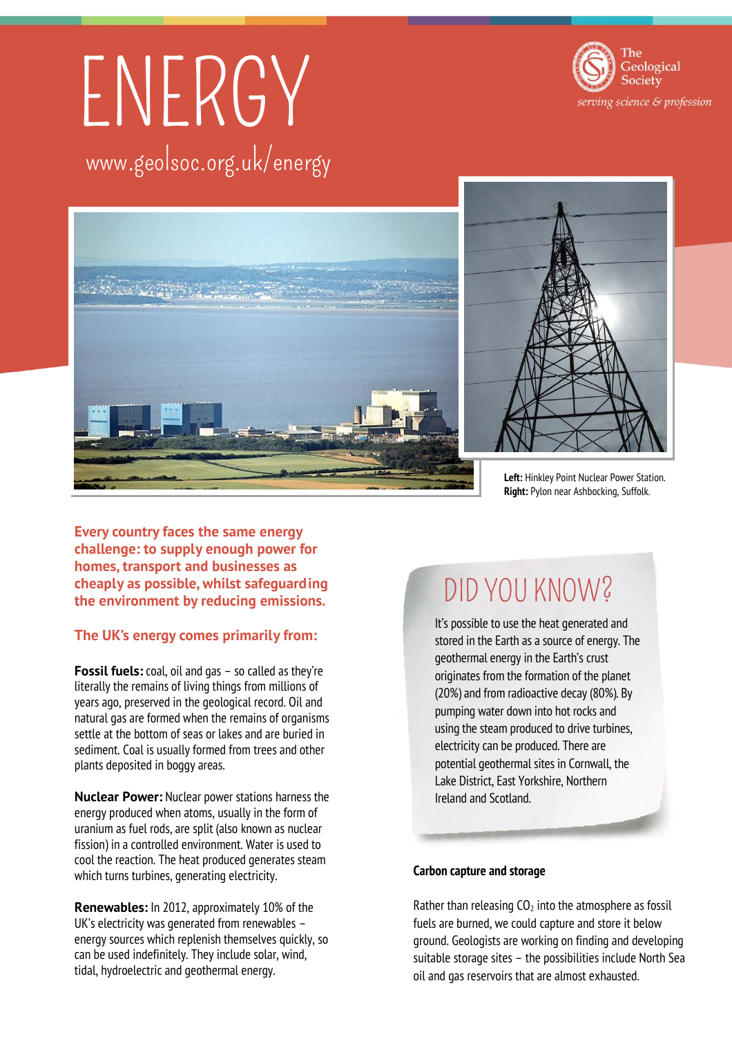# ENERGY

www.geolsoc.org.uk/energy

The Geological Society
*serving science & profession*

**Left:** Hinkley Point Nuclear Power Station.
**Right:** Pylon near Ashbocking, Suffolk.

**Every country faces the same energy challenge: to supply enough power for homes, transport and businesses as cheaply as possible, whilst safeguarding the environment by reducing emissions.**

## The UK's energy comes primarily from:

**Fossil fuels:** coal, oil and gas – so called as they're literally the remains of living things from millions of years ago, preserved in the geological record. Oil and natural gas are formed when the remains of organisms settle at the bottom of seas or lakes and are buried in sediment. Coal is usually formed from trees and other plants deposited in boggy areas.

**Nuclear Power:** Nuclear power stations harness the energy produced when atoms, usually in the form of uranium as fuel rods, are split (also known as nuclear fission) in a controlled environment. Water is used to cool the reaction. The heat produced generates steam which turns turbines, generating electricity.

**Renewables:** In 2012, approximately 10% of the UK's electricity was generated from renewables – energy sources which replenish themselves quickly, so can be used indefinitely. They include solar, wind, tidal, hydroelectric and geothermal energy.

## DID YOU KNOW?

It's possible to use the heat generated and stored in the Earth as a source of energy. The geothermal energy in the Earth's crust originates from the formation of the planet (20%) and from radioactive decay (80%). By pumping water down into hot rocks and using the steam produced to drive turbines, electricity can be produced. There are potential geothermal sites in Cornwall, the Lake District, East Yorkshire, Northern Ireland and Scotland.

### Carbon capture and storage

Rather than releasing $CO_2$ into the atmosphere as fossil fuels are burned, we could capture and store it below ground. Geologists are working on finding and developing suitable storage sites – the possibilities include North Sea oil and gas reservoirs that are almost exhausted.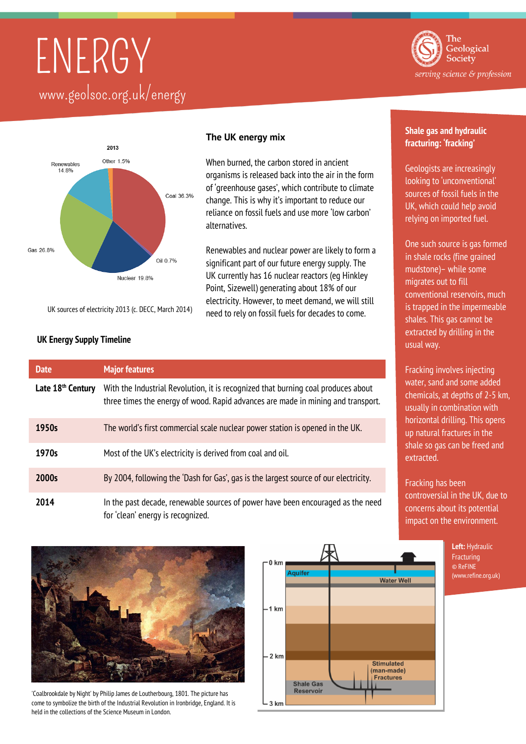# ENERGY

www.geolsoc.org.uk/energy

The Geological Society
*serving science & profession*

2013

Renewables 14.8%

Other 1.5%

Coal 36.3%

Oil 0.7%

Nuclear 19.8%

Gas 26.8%

UK sources of electricity 2013 (c. DECC, March 2014)

## The UK energy mix

When burned, the carbon stored in ancient organisms is released back into the air in the form of 'greenhouse gases', which contribute to climate change. This is why it's important to reduce our reliance on fossil fuels and use more 'low carbon' alternatives.

Renewables and nuclear power are likely to form a significant part of our future energy supply. The UK currently has 16 nuclear reactors (eg Hinkley Point, Sizewell) generating about 18% of our electricity. However, to meet demand, we will still need to rely on fossil fuels for decades to come.

## UK Energy Supply Timeline

| Date | Major features |
|---|---|
| Late 18th Century | With the Industrial Revolution, it is recognized that burning coal produces about three times the energy of wood. Rapid advances are made in mining and transport. |
| 1950s | The world's first commercial scale nuclear power station is opened in the UK. |
| 1970s | Most of the UK's electricity is derived from coal and oil. |
| 2000s | By 2004, following the 'Dash for Gas', gas is the largest source of our electricity. |
| 2014 | In the past decade, renewable sources of power have been encouraged as the need for 'clean' energy is recognized. |

## Shale gas and hydraulic fracturing: 'fracking'

Geologists are increasingly looking to 'unconventional' sources of fossil fuels in the UK, which could help avoid relying on imported fuel.

One such source is gas formed in shale rocks (fine grained mudstone)– while some migrates out to fill conventional reservoirs, much is trapped in the impermeable shales. This gas cannot be extracted by drilling in the usual way.

Fracking involves injecting water, sand and some added chemicals, at depths of 2-5 km, usually in combination with horizontal drilling. This opens up natural fractures in the shale so gas can be freed and extracted.

Fracking has been controversial in the UK, due to concerns about its potential impact on the environment.

'Coalbrookdale by Night' by Philip James de Loutherbourg, 1801. The picture has come to symbolize the birth of the Industrial Revolution in Ironbridge, England. It is held in the collections of the Science Museum in London.

0 km

Aquifer

Water Well

1 km

2 km

Stimulated (man-made) Fractures

Shale Gas Reservoir

3 km

**Left:** Hydraulic Fracturing © ReFINE (www.refine.org.uk)